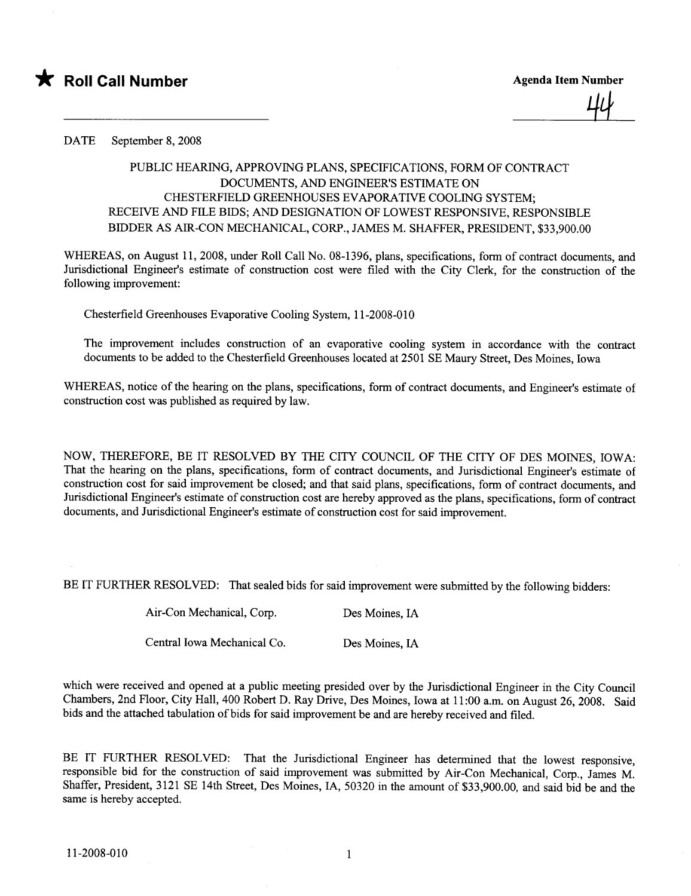★ **Roll Call Number**

**Agenda Item Number**

44

DATE September 8, 2008

PUBLIC HEARING, APPROVING PLANS, SPECIFICATIONS, FORM OF CONTRACT DOCUMENTS, AND ENGINEER'S ESTIMATE ON CHESTERFIELD GREENHOUSES EVAPORATIVE COOLING SYSTEM; RECEIVE AND FILE BIDS; AND DESIGNATION OF LOWEST RESPONSIVE, RESPONSIBLE BIDDER AS AIR-CON MECHANICAL, CORP., JAMES M. SHAFFER, PRESIDENT, $33,900.00

WHEREAS, on August 11, 2008, under Roll Call No. 08-1396, plans, specifications, form of contract documents, and Jurisdictional Engineer's estimate of construction cost were filed with the City Clerk, for the construction of the following improvement:

Chesterfield Greenhouses Evaporative Cooling System, 11-2008-010

The improvement includes construction of an evaporative cooling system in accordance with the contract documents to be added to the Chesterfield Greenhouses located at 2501 SE Maury Street, Des Moines, Iowa

WHEREAS, notice of the hearing on the plans, specifications, form of contract documents, and Engineer's estimate of construction cost was published as required by law.

NOW, THEREFORE, BE IT RESOLVED BY THE CITY COUNCIL OF THE CITY OF DES MOINES, IOWA: That the hearing on the plans, specifications, form of contract documents, and Jurisdictional Engineer's estimate of construction cost for said improvement be closed; and that said plans, specifications, form of contract documents, and Jurisdictional Engineer's estimate of construction cost are hereby approved as the plans, specifications, form of contract documents, and Jurisdictional Engineer's estimate of construction cost for said improvement.

BE IT FURTHER RESOLVED: That sealed bids for said improvement were submitted by the following bidders:

| | |
|---|---|
| Air-Con Mechanical, Corp. | Des Moines, IA |
| Central Iowa Mechanical Co. | Des Moines, IA |

which were received and opened at a public meeting presided over by the Jurisdictional Engineer in the City Council Chambers, 2nd Floor, City Hall, 400 Robert D. Ray Drive, Des Moines, Iowa at 11:00 a.m. on August 26, 2008. Said bids and the attached tabulation of bids for said improvement be and are hereby received and filed.

BE IT FURTHER RESOLVED: That the Jurisdictional Engineer has determined that the lowest responsive, responsible bid for the construction of said improvement was submitted by Air-Con Mechanical, Corp., James M. Shaffer, President, 3121 SE 14th Street, Des Moines, IA, 50320 in the amount of $33,900.00, and said bid be and the same is hereby accepted.

11-2008-010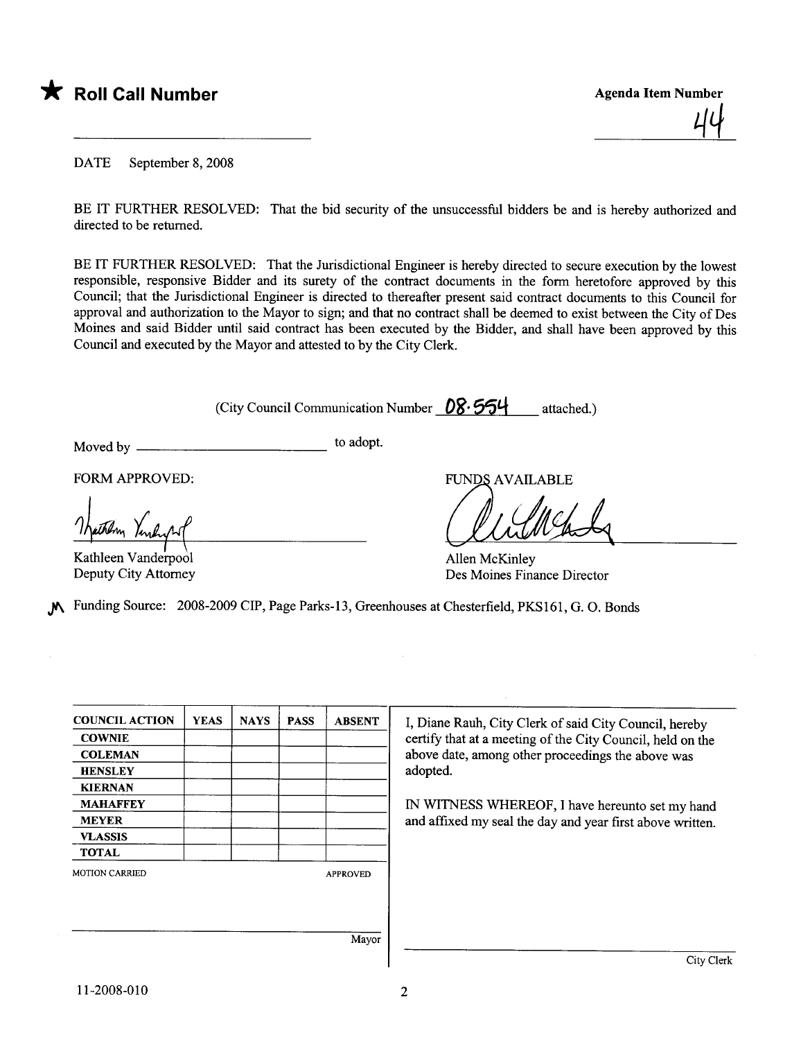★ **Roll Call Number**

**Agenda Item Number**

44

DATE September 8, 2008

BE IT FURTHER RESOLVED: That the bid security of the unsuccessful bidders be and is hereby authorized and directed to be returned.

BE IT FURTHER RESOLVED: That the Jurisdictional Engineer is hereby directed to secure execution by the lowest responsible, responsive Bidder and its surety of the contract documents in the form heretofore approved by this Council; that the Jurisdictional Engineer is directed to thereafter present said contract documents to this Council for approval and authorization to the Mayor to sign; and that no contract shall be deemed to exist between the City of Des Moines and said Bidder until said contract has been executed by the Bidder, and shall have been approved by this Council and executed by the Mayor and attested to by the City Clerk.

(City Council Communication Number 08-554 attached.)

Moved by ______________________ to adopt.

FORM APPROVED:

Kathleen Vanderpool
Deputy City Attorney

FUNDS AVAILABLE

Allen McKinley
Des Moines Finance Director

Funding Source: 2008-2009 CIP, Page Parks-13, Greenhouses at Chesterfield, PKS161, G. O. Bonds

| COUNCIL ACTION | YEAS | NAYS | PASS | ABSENT |
|---|---|---|---|---|
| COWNIE | | | | |
| COLEMAN | | | | |
| HENSLEY | | | | |
| KIERNAN | | | | |
| MAHAFFEY | | | | |
| MEYER | | | | |
| VLASSIS | | | | |
| TOTAL | | | | |

MOTION CARRIED APPROVED

_______________________ Mayor

I, Diane Rauh, City Clerk of said City Council, hereby certify that at a meeting of the City Council, held on the above date, among other proceedings the above was adopted.

IN WITNESS WHEREOF, I have hereunto set my hand and affixed my seal the day and year first above written.

_______________________ City Clerk

11-2008-010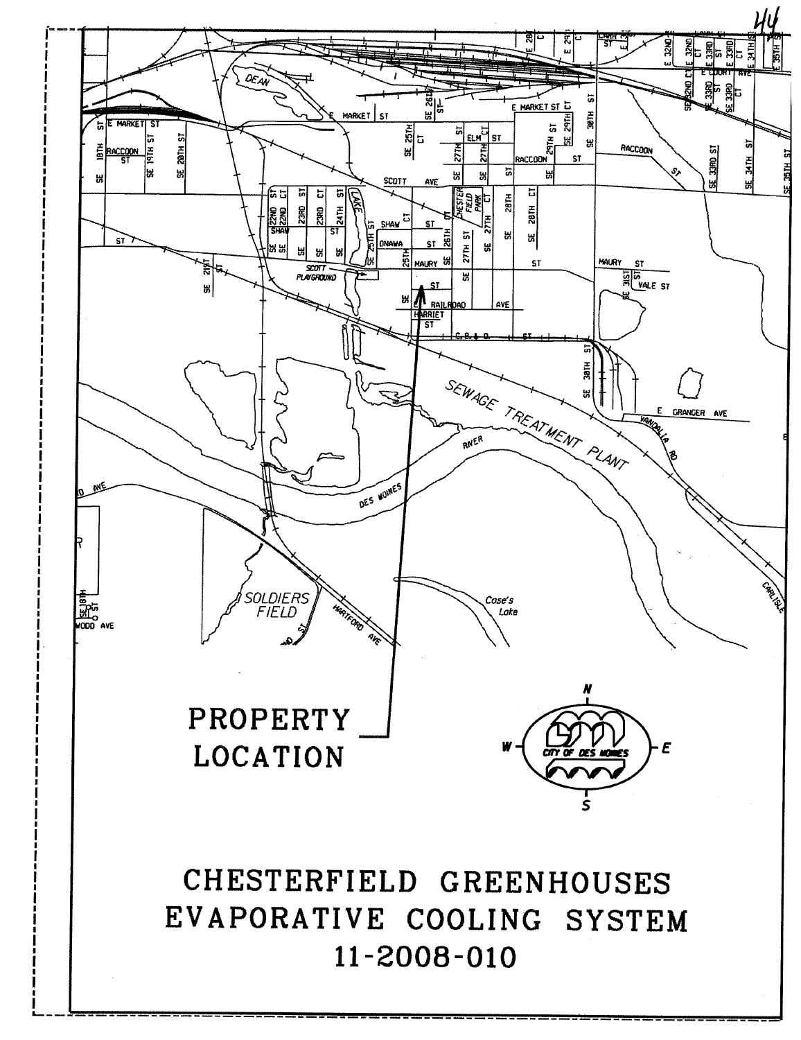PROPERTY LOCATION

# CHESTERFIELD GREENHOUSES EVAPORATIVE COOLING SYSTEM 11-2008-010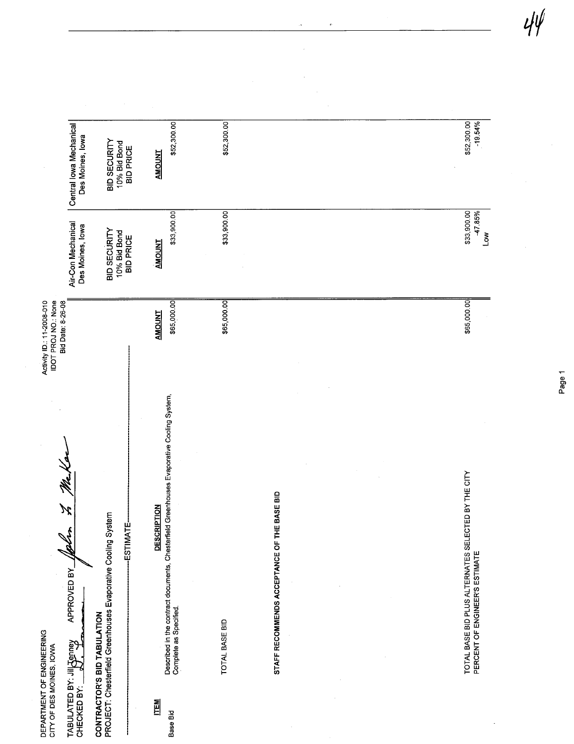DEPARTMENT OF ENGINEERING
CITY OF DES MOINES, IOWA

Activity ID.: 11-2008-010
IDOT PROJ NO.: None
Bid Date: 8-26-08

TABULATED BY: Jill Tenney APPROVED BY: John L. McKee
CHECKED BY: D. Lomax

**CONTRACTOR'S BID TABULATION**
**PROJECT:** Chesterfield Greenhouses Evaporative Cooling System

| | | ESTIMATE | Air-Con Mechanical Des Moines, Iowa | Central Iowa Mechanical Des Moines, Iowa |
|---|---|---|---|---|
| | | | BID SECURITY 10% Bid Bond BID PRICE | BID SECURITY 10% Bid Bond BID PRICE |
| **ITEM** | **DESCRIPTION** | **AMOUNT** | **AMOUNT** | **AMOUNT** |
| Base Bid | Described in the contract documents, Chesterfield Greenhouses Evaporative Cooling System, Complete as Specified. | $65,000.00 | $33,900.00 | $52,300.00 |
| | TOTAL BASE BID | $65,000.00 | $33,900.00 | $52,300.00 |
| | STAFF RECOMMENDS ACCEPTANCE OF THE BASE BID | | | |
| | TOTAL BASE BID PLUS ALTERNATES SELECTED BY THE CITY | $65,000.00 | $33,900.00 | $52,300.00 |
| | PERCENT OF ENGINEER'S ESTIMATE | | -47.85% Low | -19.54% |